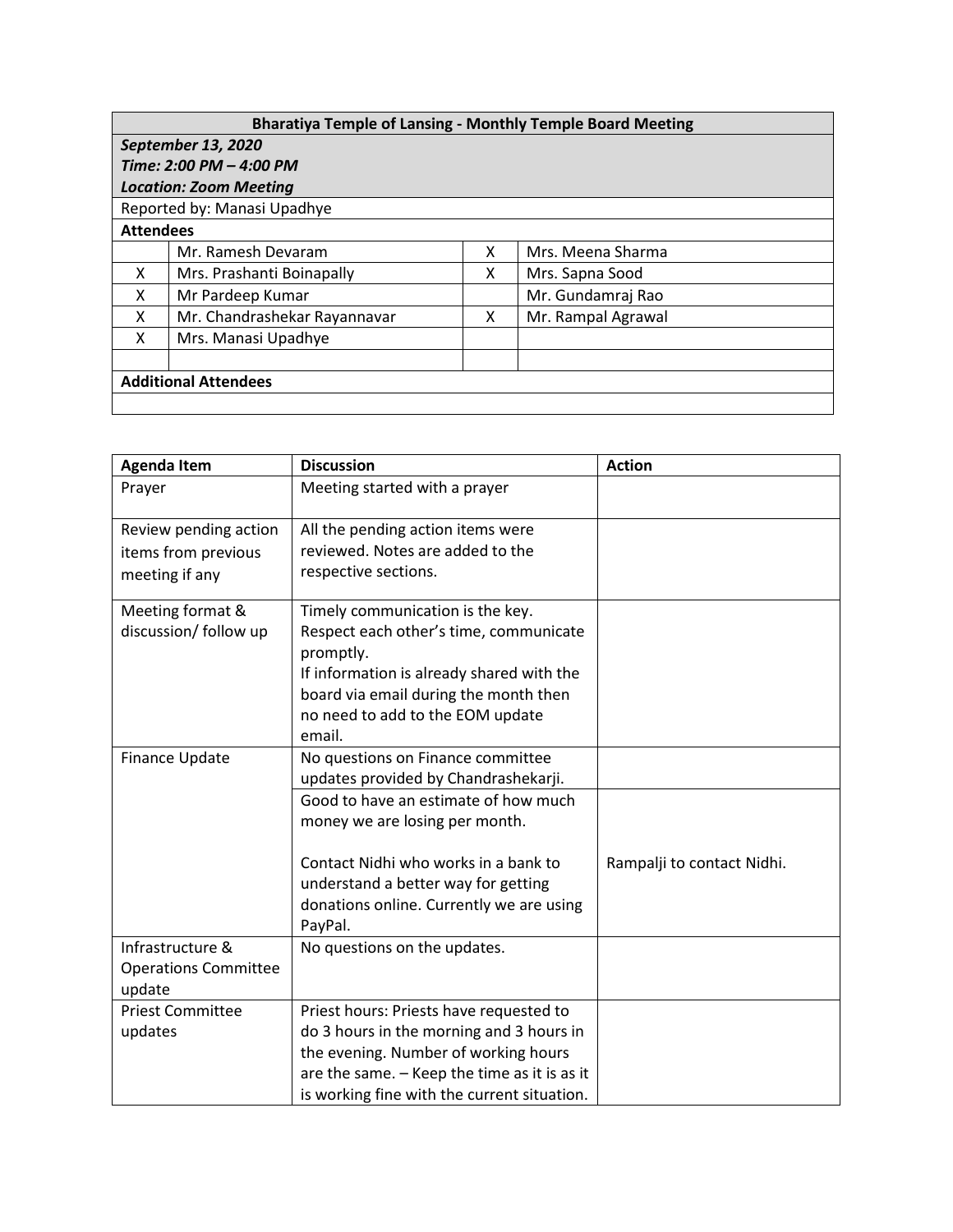| Bharatiya Temple of Lansing - Monthly Temple Board Meeting | | | |
|---|---|---|---|
| ***September 13, 2020*** <br> ***Time: 2:00 PM – 4:00 PM*** <br> ***Location: Zoom Meeting*** | | | |
| Reported by: Manasi Upadhye | | | |
| **Attendees** | | | |
| | Mr. Ramesh Devaram | X | Mrs. Meena Sharma |
| X | Mrs. Prashanti Boinapally | X | Mrs. Sapna Sood |
| X | Mr Pardeep Kumar | | Mr. Gundamraj Rao |
| X | Mr. Chandrashekar Rayannavar | X | Mr. Rampal Agrawal |
| X | Mrs. Manasi Upadhye | | |
| | | | |
| **Additional Attendees** | | | |
| | | | |

| Agenda Item | Discussion | Action |
|---|---|---|
| Prayer | Meeting started with a prayer | |
| Review pending action items from previous meeting if any | All the pending action items were reviewed. Notes are added to the respective sections. | |
| Meeting format & discussion/ follow up | Timely communication is the key. Respect each other's time, communicate promptly. <br> If information is already shared with the board via email during the month then no need to add to the EOM update email. | |
| Finance Update | No questions on Finance committee updates provided by Chandrashekarji. | |
| | Good to have an estimate of how much money we are losing per month. <br><br> Contact Nidhi who works in a bank to understand a better way for getting donations online. Currently we are using PayPal. | Rampalji to contact Nidhi. |
| Infrastructure & Operations Committee update | No questions on the updates. | |
| Priest Committee updates | Priest hours: Priests have requested to do 3 hours in the morning and 3 hours in the evening. Number of working hours are the same. – Keep the time as it is as it is working fine with the current situation. | |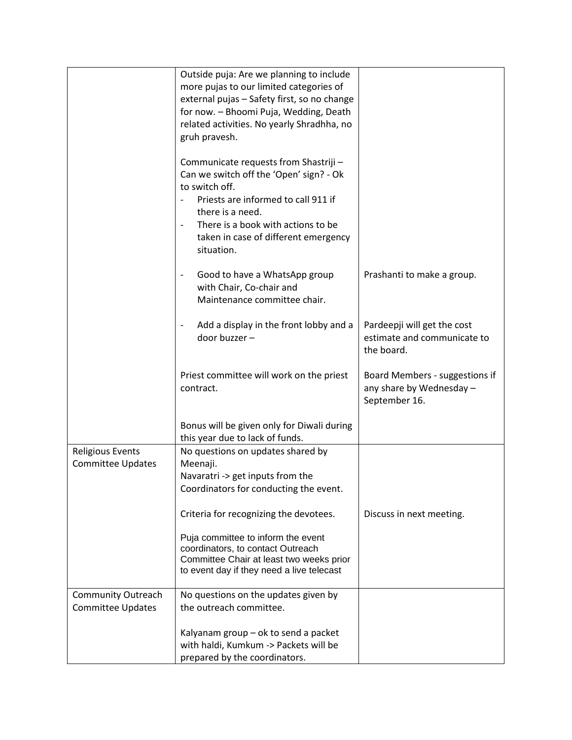| | | |
|---|---|---|
| | Outside puja: Are we planning to include more pujas to our limited categories of external pujas – Safety first, so no change for now. – Bhoomi Puja, Wedding, Death related activities. No yearly Shradhha, no gruh pravesh.<br><br>Communicate requests from Shastriji – Can we switch off the 'Open' sign? - Ok to switch off.<br>- Priests are informed to call 911 if there is a need.<br>- There is a book with actions to be taken in case of different emergency situation. | |
| | - Good to have a WhatsApp group with Chair, Co-chair and Maintenance committee chair. | Prashanti to make a group. |
| | - Add a display in the front lobby and a door buzzer – | Pardeepji will get the cost estimate and communicate to the board. |
| | Priest committee will work on the priest contract. | Board Members - suggestions if any share by Wednesday – September 16. |
| | Bonus will be given only for Diwali during this year due to lack of funds. | |
| Religious Events Committee Updates | No questions on updates shared by Meenaji.<br>Navaratri -> get inputs from the Coordinators for conducting the event. | |
| | Criteria for recognizing the devotees. | Discuss in next meeting. |
| | Puja committee to inform the event coordinators, to contact Outreach Committee Chair at least two weeks prior to event day if they need a live telecast | |
| Community Outreach Committee Updates | No questions on the updates given by the outreach committee.<br><br>Kalyanam group – ok to send a packet with haldi, Kumkum -> Packets will be prepared by the coordinators. | |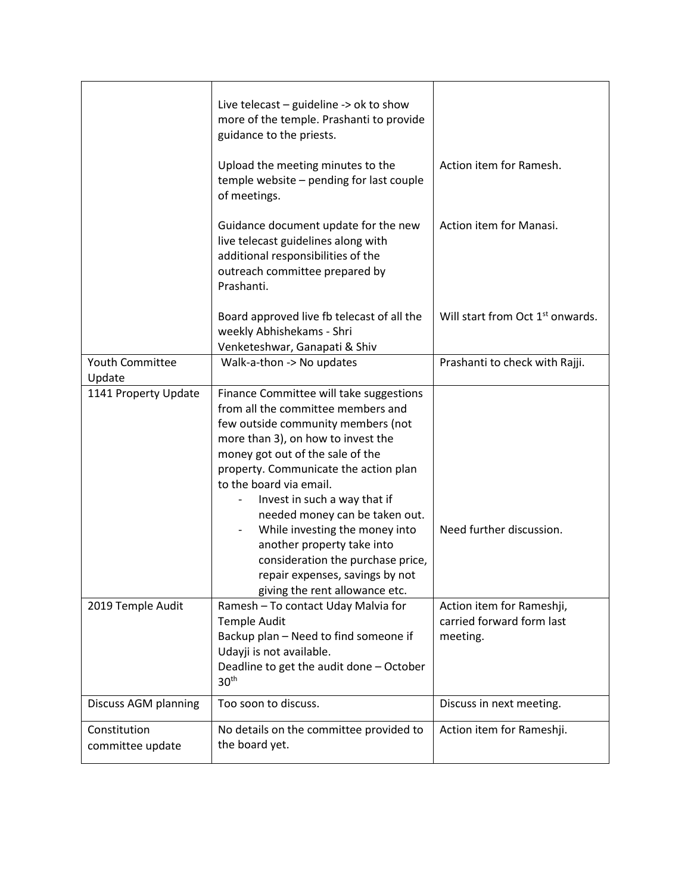| | | |
|---|---|---|
| | Live telecast – guideline -> ok to show more of the temple. Prashanti to provide guidance to the priests.<br><br>Upload the meeting minutes to the temple website – pending for last couple of meetings.<br><br>Guidance document update for the new live telecast guidelines along with additional responsibilities of the outreach committee prepared by Prashanti.<br><br>Board approved live fb telecast of all the weekly Abhishekams - Shri Venketeshwar, Ganapati & Shiv | <br><br><br>Action item for Ramesh.<br><br><br>Action item for Manasi.<br><br><br><br><br>Will start from Oct 1st onwards. |
| Youth Committee Update | Walk-a-thon -> No updates | Prashanti to check with Rajji. |
| 1141 Property Update | Finance Committee will take suggestions from all the committee members and few outside community members (not more than 3), on how to invest the money got out of the sale of the property. Communicate the action plan to the board via email.<br>- Invest in such a way that if needed money can be taken out.<br>- While investing the money into another property take into consideration the purchase price, repair expenses, savings by not giving the rent allowance etc. | Need further discussion. |
| 2019 Temple Audit | Ramesh – To contact Uday Malvia for Temple Audit<br>Backup plan – Need to find someone if Udayji is not available.<br>Deadline to get the audit done – October 30th | Action item for Rameshji, carried forward form last meeting. |
| Discuss AGM planning | Too soon to discuss. | Discuss in next meeting. |
| Constitution committee update | No details on the committee provided to the board yet. | Action item for Rameshji. |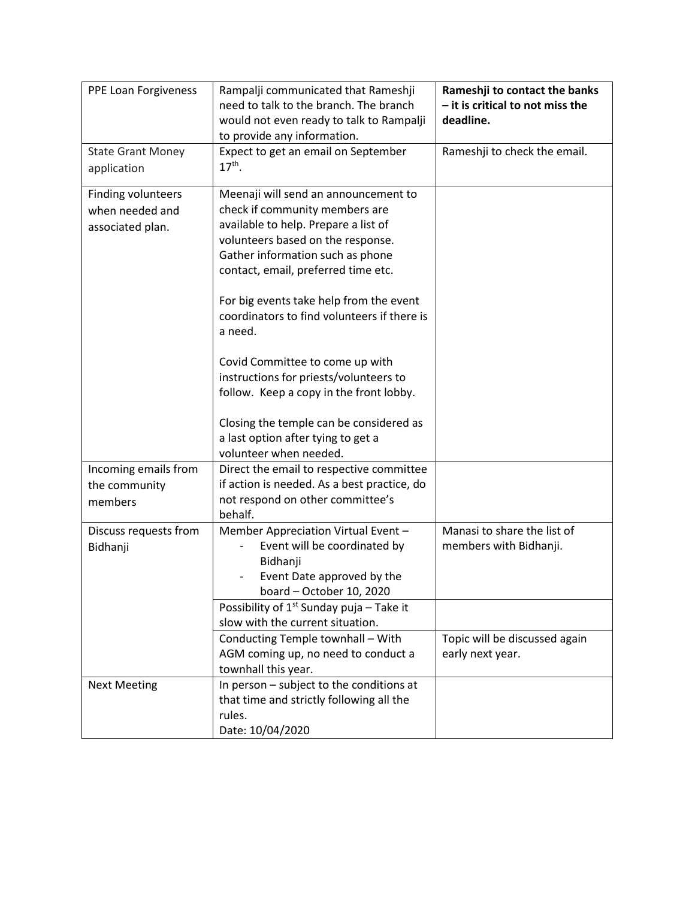| | | |
|---|---|---|
| PPE Loan Forgiveness | Rampalji communicated that Rameshji need to talk to the branch. The branch would not even ready to talk to Rampalji to provide any information. | **Rameshji to contact the banks – it is critical to not miss the deadline.** |
| State Grant Money application | Expect to get an email on September 17th. | Rameshji to check the email. |
| Finding volunteers when needed and associated plan. | Meenaji will send an announcement to check if community members are available to help. Prepare a list of volunteers based on the response. Gather information such as phone contact, email, preferred time etc.<br><br>For big events take help from the event coordinators to find volunteers if there is a need.<br><br>Covid Committee to come up with instructions for priests/volunteers to follow. Keep a copy in the front lobby.<br><br>Closing the temple can be considered as a last option after tying to get a volunteer when needed. | |
| Incoming emails from the community members | Direct the email to respective committee if action is needed. As a best practice, do not respond on other committee's behalf. | |
| Discuss requests from Bidhanji | Member Appreciation Virtual Event –<br>- Event will be coordinated by Bidhanji<br>- Event Date approved by the board – October 10, 2020 | Manasi to share the list of members with Bidhanji. |
| | Possibility of 1st Sunday puja – Take it slow with the current situation. | |
| | Conducting Temple townhall – With AGM coming up, no need to conduct a townhall this year. | Topic will be discussed again early next year. |
| Next Meeting | In person – subject to the conditions at that time and strictly following all the rules.<br>Date: 10/04/2020 | |